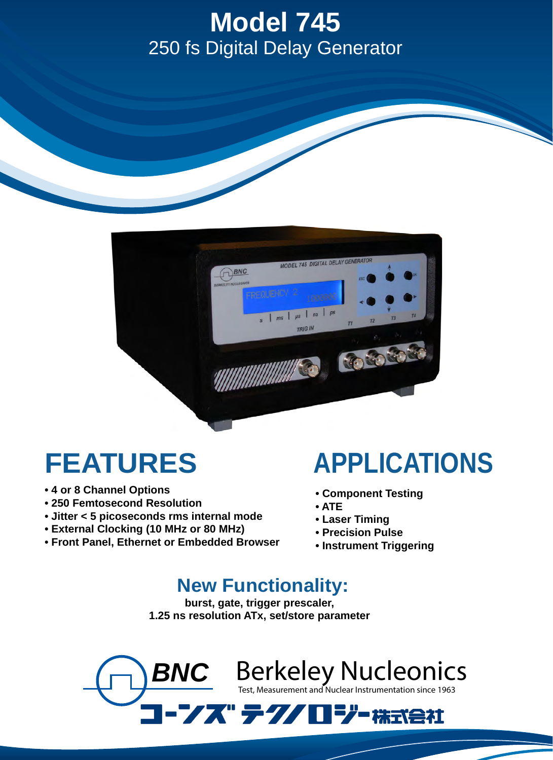# Model 745

## 250 fs Digital Delay Generator

## FEATURES

- 4 or 8 Channel Options
- 250 Femtosecond Resolution
- Jitter < 5 picoseconds rms internal mode
- External Clocking (10 MHz or 80 MHz)
- Front Panel, Ethernet or Embedded Browser

## APPLICATIONS

- Component Testing
- ATE
- Laser Timing
- Precision Pulse
- Instrument Triggering

### New Functionality:

**burst, gate, trigger prescaler,**
**1.25 ns resolution ATx, set/store parameter**

BNC Berkeley Nucleonics

Test, Measurement and Nuclear Instrumentation since 1963

コーンズテクノロジー株式会社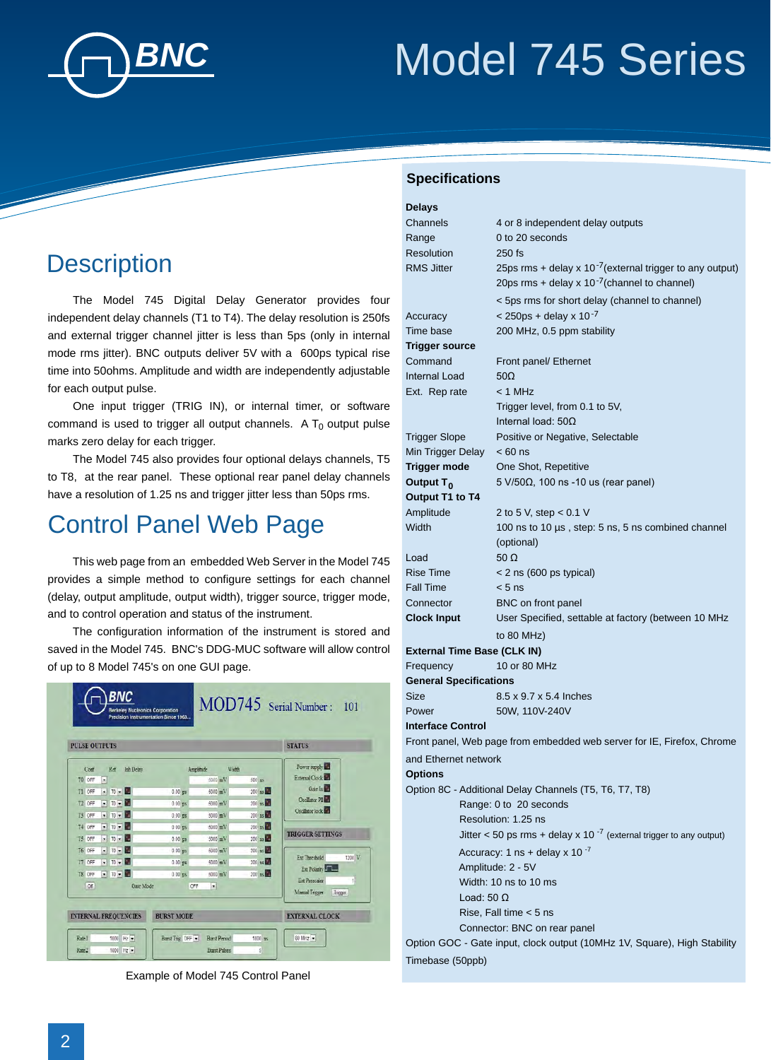# Model 745 Series

## Description

The Model 745 Digital Delay Generator provides four independent delay channels (T1 to T4). The delay resolution is 250fs and external trigger channel jitter is less than 5ps (only in internal mode rms jitter). BNC outputs deliver 5V with a 600ps typical rise time into 50ohms. Amplitude and width are independently adjustable for each output pulse.

One input trigger (TRIG IN), or internal timer, or software command is used to trigger all output channels. A $T_0$ output pulse marks zero delay for each trigger.

The Model 745 also provides four optional delays channels, T5 to T8, at the rear panel. These optional rear panel delay channels have a resolution of 1.25 ns and trigger jitter less than 50ps rms.

## Control Panel Web Page

This web page from an embedded Web Server in the Model 745 provides a simple method to configure settings for each channel (delay, output amplitude, output width), trigger source, trigger mode, and to control operation and status of the instrument.

The configuration information of the instrument is stored and saved in the Model 745. BNC's DDG-MUC software will allow control of up to 8 Model 745's on one GUI page.

Example of Model 745 Control Panel

## Specifications

**Delays**

| | |
|---|---|
| Channels | 4 or 8 independent delay outputs |
| Range | 0 to 20 seconds |
| Resolution | 250 fs |
| RMS Jitter | 25ps rms + delay x $10^{-7}$(external trigger to any output) |
| | 20ps rms + delay x $10^{-7}$(channel to channel) |
| | < 5ps rms for short delay (channel to channel) |
| Accuracy | < 250ps + delay x $10^{-7}$ |
| Time base | 200 MHz, 0.5 ppm stability |

**Trigger source**

| | |
|---|---|
| Command | Front panel/ Ethernet |
| Internal Load | 50Ω |
| Ext. Rep rate | < 1 MHz |
| | Trigger level, from 0.1 to 5V, |
| | Internal load: 50Ω |
| Trigger Slope | Positive or Negative, Selectable |
| Min Trigger Delay | < 60 ns |
| **Trigger mode** | One Shot, Repetitive |
| **Output $T_0$** | 5 V/50Ω, 100 ns -10 us (rear panel) |

**Output T1 to T4**

| | |
|---|---|
| Amplitude | 2 to 5 V, step < 0.1 V |
| Width | 100 ns to 10 µs , step: 5 ns, 5 ns combined channel (optional) |
| Load | 50 Ω |
| Rise Time | < 2 ns (600 ps typical) |
| Fall Time | < 5 ns |
| Connector | BNC on front panel |
| **Clock Input** | User Specified, settable at factory (between 10 MHz to 80 MHz) |

**External Time Base (CLK IN)**

| | |
|---|---|
| Frequency | 10 or 80 MHz |

**General Specifications**

| | |
|---|---|
| Size | 8.5 x 9.7 x 5.4 Inches |
| Power | 50W, 110V-240V |

**Interface Control**

Front panel, Web page from embedded web server for IE, Firefox, Chrome and Ethernet network

**Options**

Option 8C - Additional Delay Channels (T5, T6, T7, T8)

- Range: 0 to 20 seconds
- Resolution: 1.25 ns
- Jitter < 50 ps rms + delay x $10^{-7}$ (external trigger to any output)
- Accuracy: 1 ns + delay x $10^{-7}$
- Amplitude: 2 - 5V
- Width: 10 ns to 10 ms
- Load: 50 Ω
- Rise, Fall time < 5 ns
- Connector: BNC on rear panel

Option GOC - Gate input, clock output (10MHz 1V, Square), High Stability Timebase (50ppb)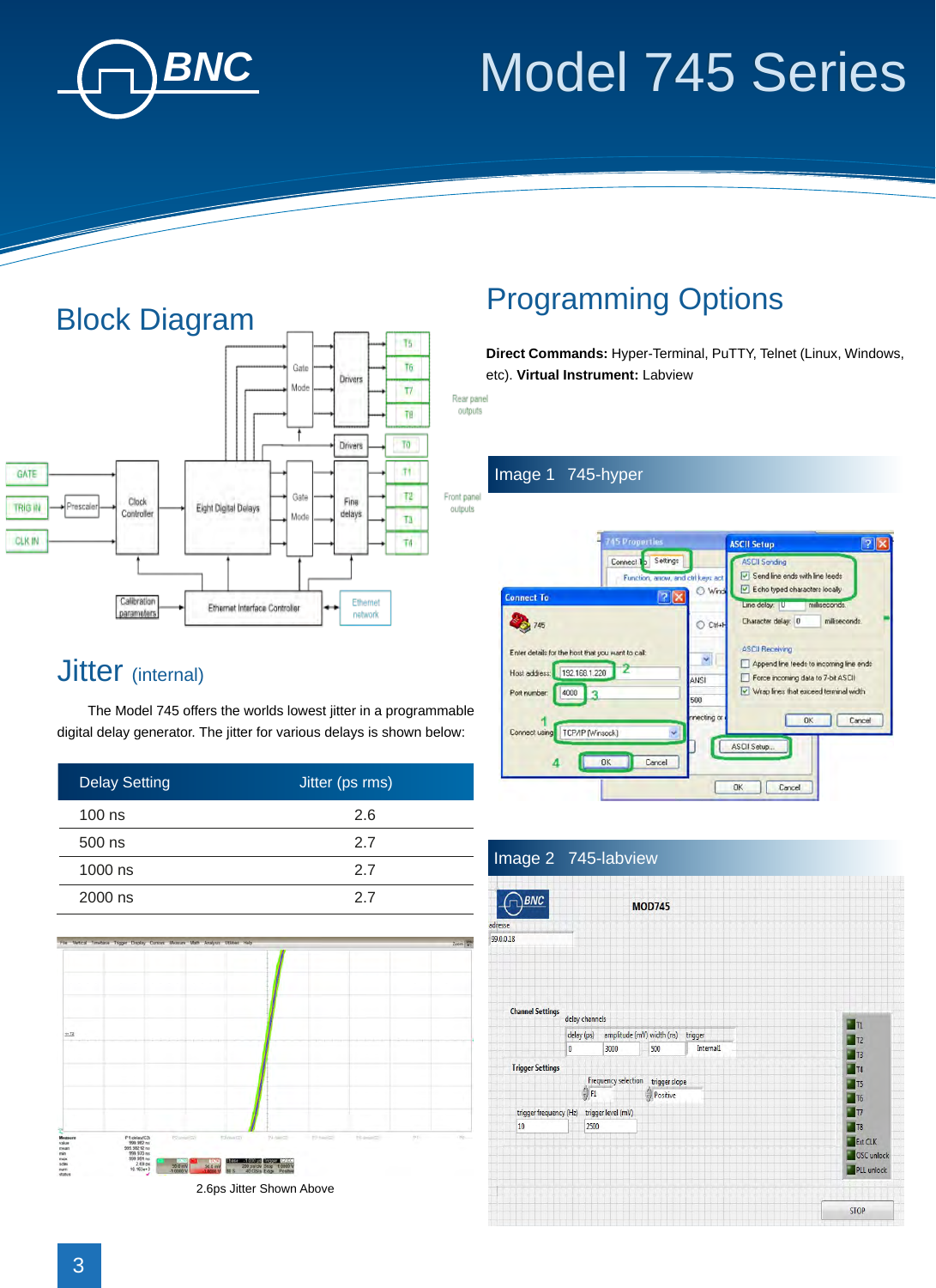# Model 745 Series

## Block Diagram

## Jitter (internal)

The Model 745 offers the worlds lowest jitter in a programmable digital delay generator. The jitter for various delays is shown below:

| Delay Setting | Jitter (ps rms) |
|---|---|
| 100 ns | 2.6 |
| 500 ns | 2.7 |
| 1000 ns | 2.7 |
| 2000 ns | 2.7 |

2.6ps Jitter Shown Above

## Programming Options

**Direct Commands:** Hyper-Terminal, PuTTY, Telnet (Linux, Windows, etc). **Virtual Instrument:** Labview

### Image 1 745-hyper

### Image 2 745-labview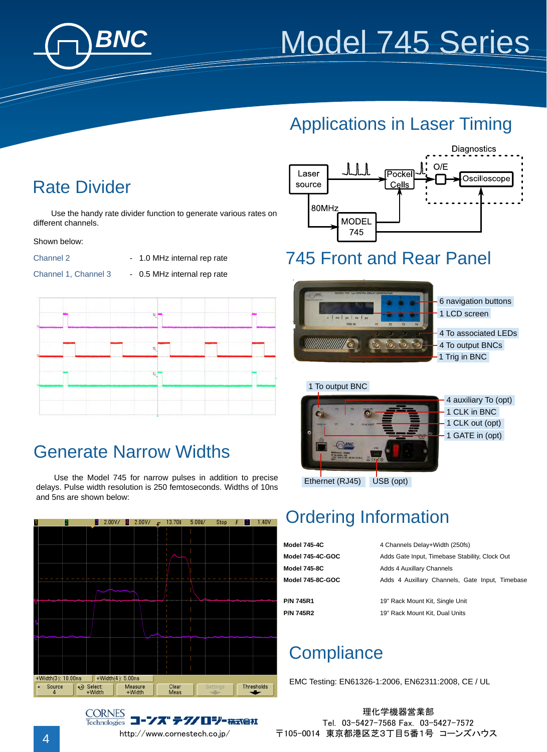# Model 745 Series

## Applications in Laser Timing

Diagnostics

Laser source

Pockel Cells

O/E

Oscilloscope

80MHz

MODEL 745

## Rate Divider

Use the handy rate divider function to generate various rates on different channels.

Shown below:

| | |
|---|---|
| Channel 2 | - 1.0 MHz internal rep rate |
| Channel 1, Channel 3 | - 0.5 MHz internal rep rate |

## 745 Front and Rear Panel

6 navigation buttons

1 LCD screen

4 To associated LEDs

4 To output BNCs

1 Trig in BNC

1 To output BNC

4 auxiliary To (opt)

1 CLK in BNC

1 CLK out (opt)

1 GATE in (opt)

Ethernet (RJ45)

USB (opt)

## Generate Narrow Widths

Use the Model 745 for narrow pulses in addition to precise delays. Pulse width resolution is 250 femtoseconds. Widths of 10ns and 5ns are shown below:

+Width(3): 10.00ns

+Width(4): 5.00ns

## Ordering Information

| | |
|---|---|
| **Model 745-4C** | 4 Channels Delay+Width (250fs) |
| **Model 745-4C-GOC** | Adds Gate Input, Timebase Stability, Clock Out |
| **Model 745-8C** | Adds 4 Auxillary Channels |
| **Model 745-8C-GOC** | Adds 4 Auxillary Channels, Gate Input, Timebase |
| **P/N 745R1** | 19" Rack Mount Kit, Single Unit |
| **P/N 745R2** | 19" Rack Mount Kit, Dual Units |

## Compliance

EMC Testing: EN61326-1:2006, EN62311:2008, CE / UL

CORNES Technologies コーンズ テクノロジー株式会社

http://www.cornestech.co.jp/

理化学機器営業部

Tel. 03-5427-7568 Fax. 03-5427-7572

〒105-0014 東京都港区芝3丁目5番1号 コーンズハウス